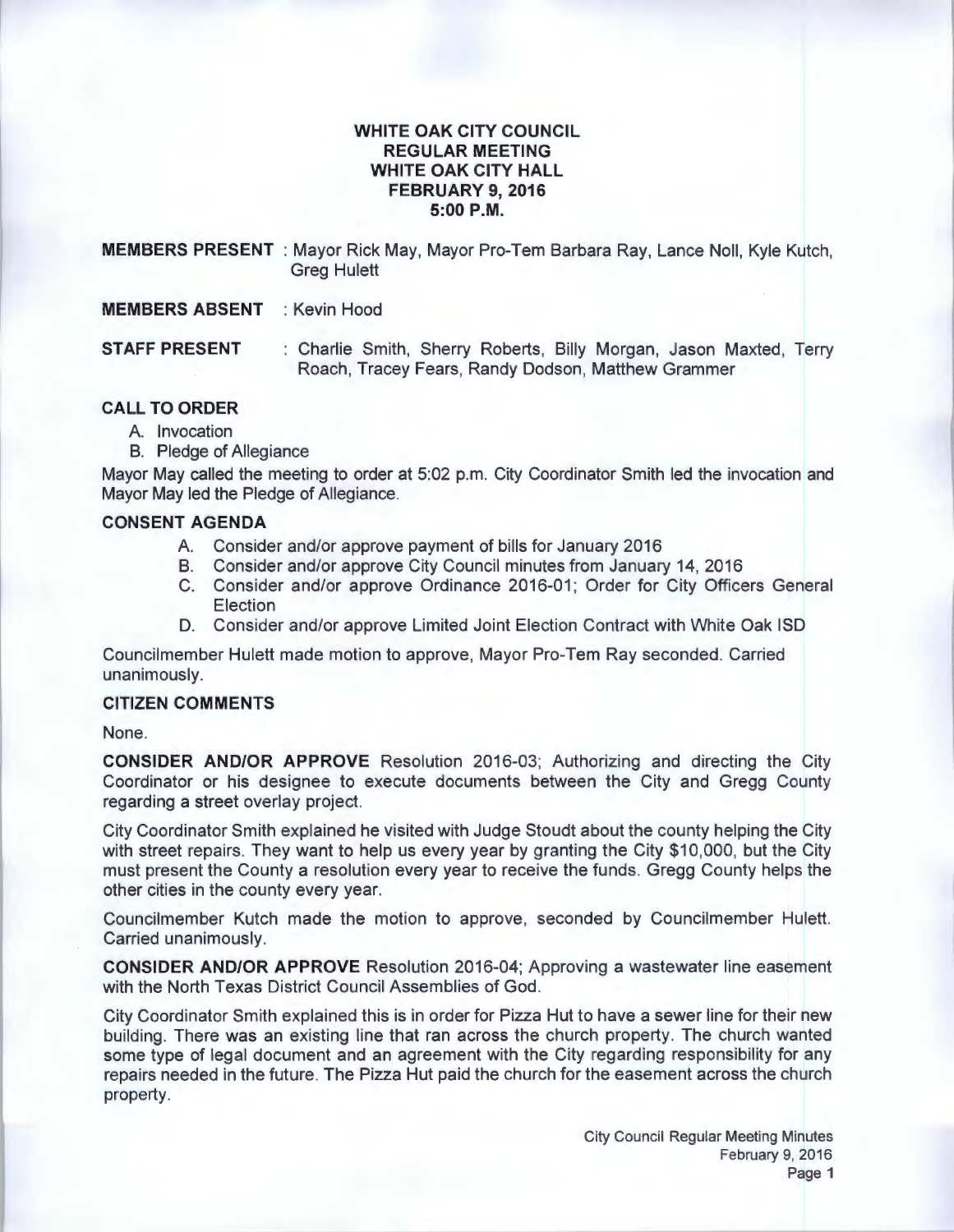# WHITE OAK CITY COUNCIL
## REGULAR MEETING
## WHITE OAK CITY HALL
## FEBRUARY 9, 2016
## 5:00 P.M.

**MEMBERS PRESENT** : Mayor Rick May, Mayor Pro-Tem Barbara Ray, Lance Noll, Kyle Kutch, Greg Hulett

**MEMBERS ABSENT** : Kevin Hood

**STAFF PRESENT** : Charlie Smith, Sherry Roberts, Billy Morgan, Jason Maxted, Terry Roach, Tracey Fears, Randy Dodson, Matthew Grammer

**CALL TO ORDER**

A. Invocation
B. Pledge of Allegiance

Mayor May called the meeting to order at 5:02 p.m. City Coordinator Smith led the invocation and Mayor May led the Pledge of Allegiance.

**CONSENT AGENDA**

A. Consider and/or approve payment of bills for January 2016
B. Consider and/or approve City Council minutes from January 14, 2016
C. Consider and/or approve Ordinance 2016-01; Order for City Officers General Election
D. Consider and/or approve Limited Joint Election Contract with White Oak ISD

Councilmember Hulett made motion to approve, Mayor Pro-Tem Ray seconded. Carried unanimously.

**CITIZEN COMMENTS**

None.

**CONSIDER AND/OR APPROVE** Resolution 2016-03; Authorizing and directing the City Coordinator or his designee to execute documents between the City and Gregg County regarding a street overlay project.

City Coordinator Smith explained he visited with Judge Stoudt about the county helping the City with street repairs. They want to help us every year by granting the City $10,000, but the City must present the County a resolution every year to receive the funds. Gregg County helps the other cities in the county every year.

Councilmember Kutch made the motion to approve, seconded by Councilmember Hulett. Carried unanimously.

**CONSIDER AND/OR APPROVE** Resolution 2016-04; Approving a wastewater line easement with the North Texas District Council Assemblies of God.

City Coordinator Smith explained this is in order for Pizza Hut to have a sewer line for their new building. There was an existing line that ran across the church property. The church wanted some type of legal document and an agreement with the City regarding responsibility for any repairs needed in the future. The Pizza Hut paid the church for the easement across the church property.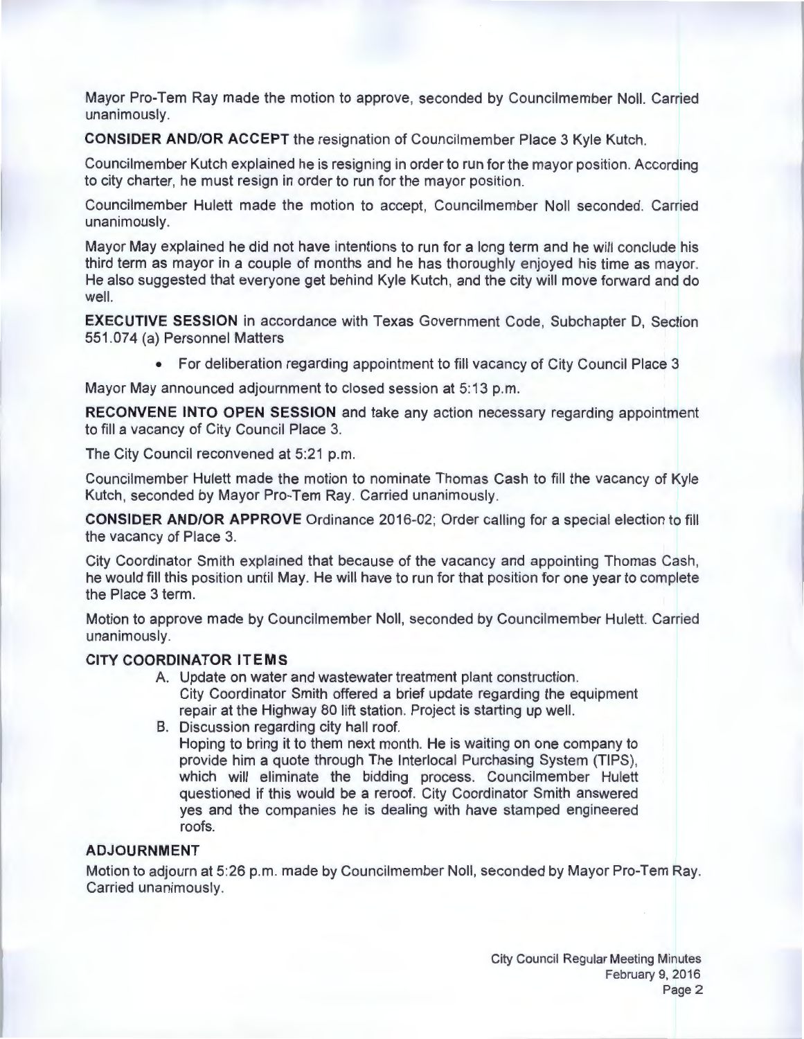Mayor Pro-Tem Ray made the motion to approve, seconded by Councilmember Noll. Carried unanimously.

**CONSIDER AND/OR ACCEPT** the resignation of Councilmember Place 3 Kyle Kutch.

Councilmember Kutch explained he is resigning in order to run for the mayor position. According to city charter, he must resign in order to run for the mayor position.

Councilmember Hulett made the motion to accept, Councilmember Noll seconded. Carried unanimously.

Mayor May explained he did not have intentions to run for a long term and he will conclude his third term as mayor in a couple of months and he has thoroughly enjoyed his time as mayor. He also suggested that everyone get behind Kyle Kutch, and the city will move forward and do well.

**EXECUTIVE SESSION** in accordance with Texas Government Code, Subchapter D, Section 551.074 (a) Personnel Matters

- For deliberation regarding appointment to fill vacancy of City Council Place 3

Mayor May announced adjournment to closed session at 5:13 p.m.

**RECONVENE INTO OPEN SESSION** and take any action necessary regarding appointment to fill a vacancy of City Council Place 3.

The City Council reconvened at 5:21 p.m.

Councilmember Hulett made the motion to nominate Thomas Cash to fill the vacancy of Kyle Kutch, seconded by Mayor Pro-Tem Ray. Carried unanimously.

**CONSIDER AND/OR APPROVE** Ordinance 2016-02; Order calling for a special election to fill the vacancy of Place 3.

City Coordinator Smith explained that because of the vacancy and appointing Thomas Cash, he would fill this position until May. He will have to run for that position for one year to complete the Place 3 term.

Motion to approve made by Councilmember Noll, seconded by Councilmember Hulett. Carried unanimously.

**CITY COORDINATOR ITEMS**

A. Update on water and wastewater treatment plant construction.
   City Coordinator Smith offered a brief update regarding the equipment repair at the Highway 80 lift station. Project is starting up well.
B. Discussion regarding city hall roof.
   Hoping to bring it to them next month. He is waiting on one company to provide him a quote through The Interlocal Purchasing System (TIPS), which will eliminate the bidding process. Councilmember Hulett questioned if this would be a reroof. City Coordinator Smith answered yes and the companies he is dealing with have stamped engineered roofs.

**ADJOURNMENT**

Motion to adjourn at 5:26 p.m. made by Councilmember Noll, seconded by Mayor Pro-Tem Ray. Carried unanimously.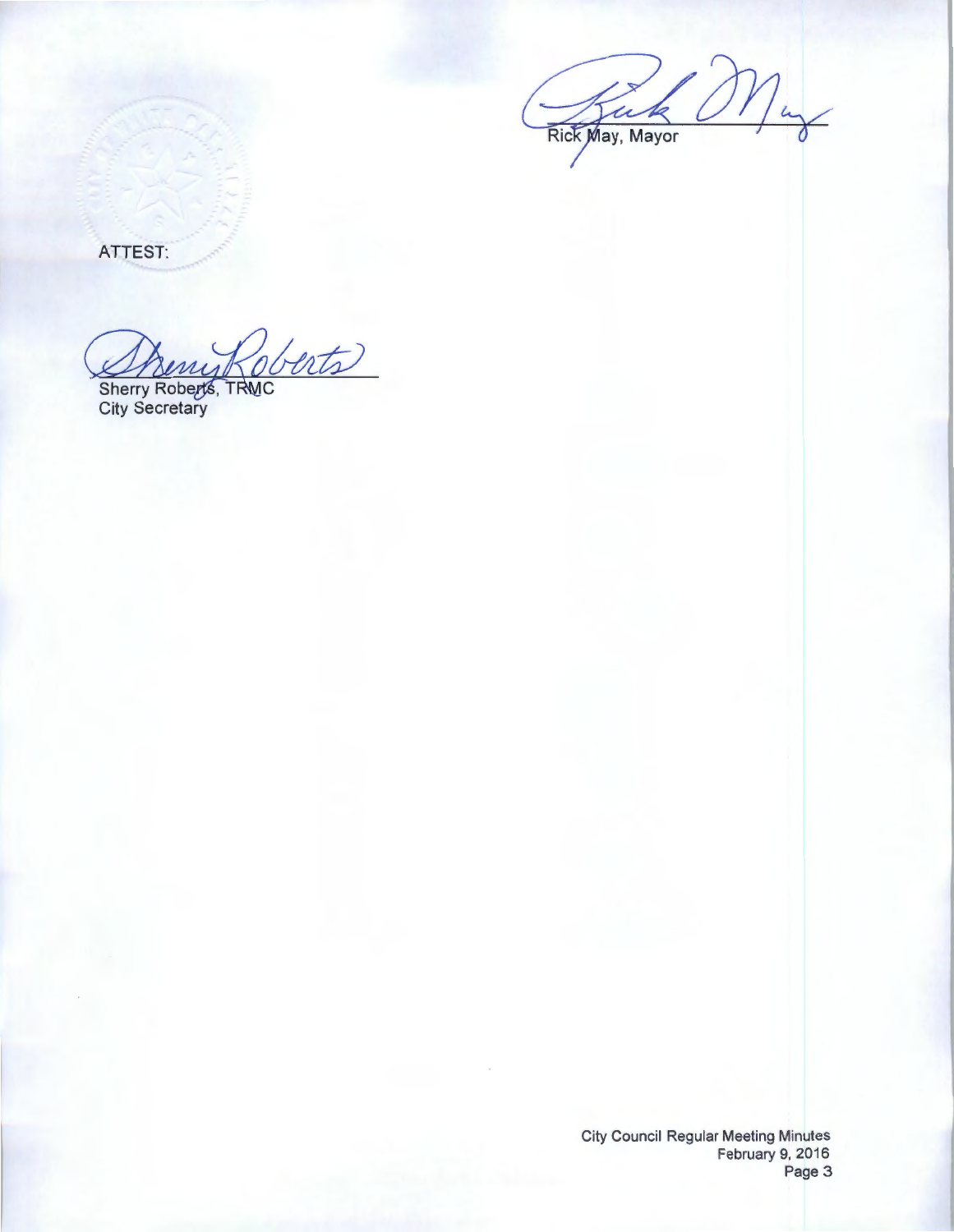Rick May, Mayor

ATTEST:

Sherry Roberts, TRMC
City Secretary